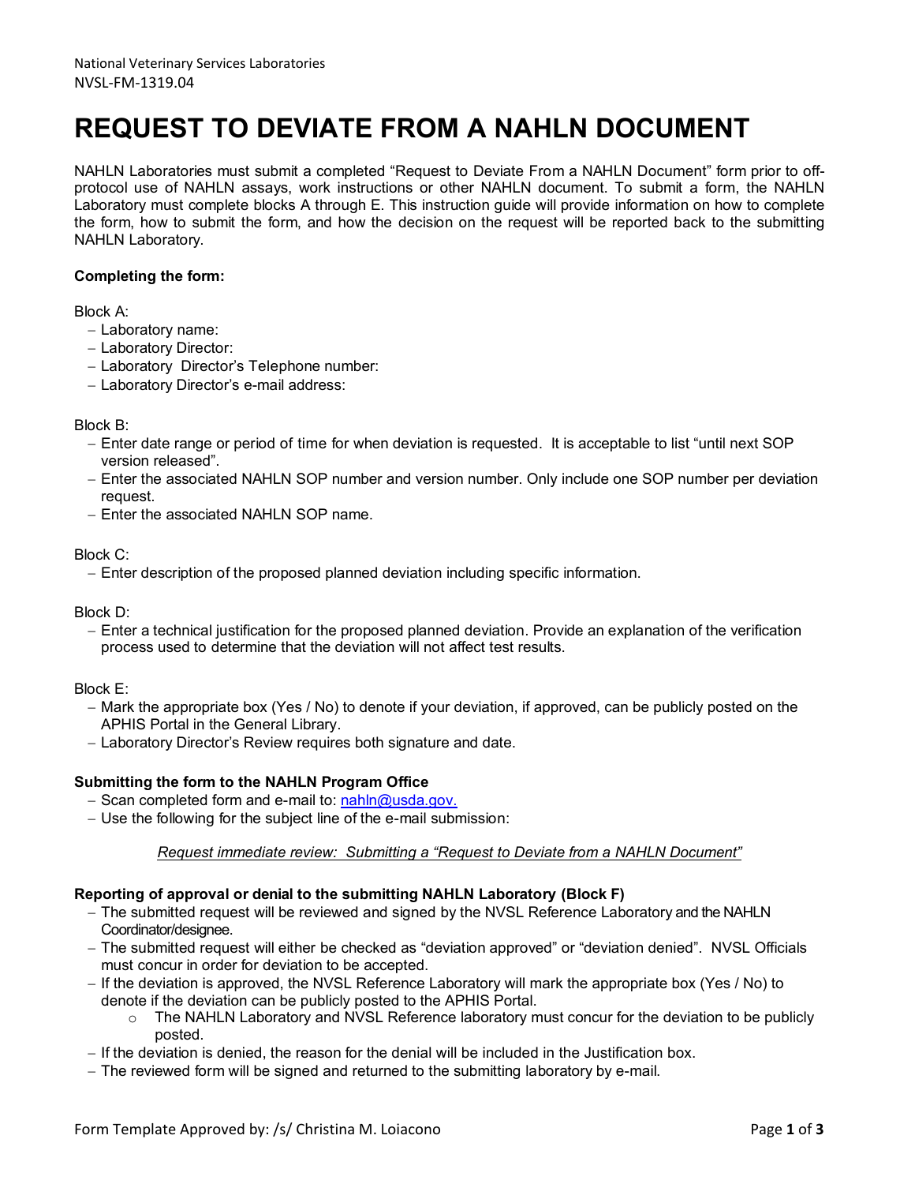National Veterinary Services Laboratories
NVSL-FM-1319.04

# REQUEST TO DEVIATE FROM A NAHLN DOCUMENT

NAHLN Laboratories must submit a completed "Request to Deviate From a NAHLN Document" form prior to off-protocol use of NAHLN assays, work instructions or other NAHLN document. To submit a form, the NAHLN Laboratory must complete blocks A through E. This instruction guide will provide information on how to complete the form, how to submit the form, and how the decision on the request will be reported back to the submitting NAHLN Laboratory.

**Completing the form:**

Block A:

- Laboratory name:
- Laboratory Director:
- Laboratory Director's Telephone number:
- Laboratory Director's e-mail address:

Block B:

- Enter date range or period of time for when deviation is requested. It is acceptable to list "until next SOP version released".
- Enter the associated NAHLN SOP number and version number. Only include one SOP number per deviation request.
- Enter the associated NAHLN SOP name.

Block C:

- Enter description of the proposed planned deviation including specific information.

Block D:

- Enter a technical justification for the proposed planned deviation. Provide an explanation of the verification process used to determine that the deviation will not affect test results.

Block E:

- Mark the appropriate box (Yes / No) to denote if your deviation, if approved, can be publicly posted on the APHIS Portal in the General Library.
- Laboratory Director's Review requires both signature and date.

**Submitting the form to the NAHLN Program Office**

- Scan completed form and e-mail to: nahln@usda.gov.
- Use the following for the subject line of the e-mail submission:

*Request immediate review: Submitting a "Request to Deviate from a NAHLN Document"*

**Reporting of approval or denial to the submitting NAHLN Laboratory (Block F)**

- The submitted request will be reviewed and signed by the NVSL Reference Laboratory and the NAHLN Coordinator/designee.
- The submitted request will either be checked as "deviation approved" or "deviation denied". NVSL Officials must concur in order for deviation to be accepted.
- If the deviation is approved, the NVSL Reference Laboratory will mark the appropriate box (Yes / No) to denote if the deviation can be publicly posted to the APHIS Portal.
  - The NAHLN Laboratory and NVSL Reference laboratory must concur for the deviation to be publicly posted.
- If the deviation is denied, the reason for the denial will be included in the Justification box.
- The reviewed form will be signed and returned to the submitting laboratory by e-mail.

Form Template Approved by: /s/ Christina M. Loiacono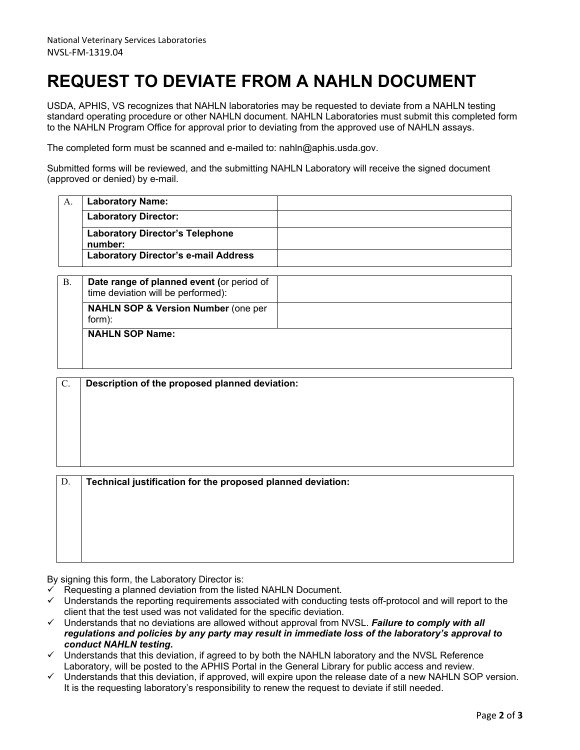National Veterinary Services Laboratories
NVSL-FM-1319.04

# REQUEST TO DEVIATE FROM A NAHLN DOCUMENT

USDA, APHIS, VS recognizes that NAHLN laboratories may be requested to deviate from a NAHLN testing standard operating procedure or other NAHLN document. NAHLN Laboratories must submit this completed form to the NAHLN Program Office for approval prior to deviating from the approved use of NAHLN assays.

The completed form must be scanned and e-mailed to: nahln@aphis.usda.gov.

Submitted forms will be reviewed, and the submitting NAHLN Laboratory will receive the signed document (approved or denied) by e-mail.

| | | |
|---|---|---|
| A. | **Laboratory Name:** | |
| | **Laboratory Director:** | |
| | **Laboratory Director's Telephone number:** | |
| | **Laboratory Director's e-mail Address** | |

| | | |
|---|---|---|
| B. | **Date range of planned event (**or period of time deviation will be performed): | |
| | **NAHLN SOP & Version Number** (one per form): | |
| | **NAHLN SOP Name:** | |

| | |
|---|---|
| C. | **Description of the proposed planned deviation:** |

| | |
|---|---|
| D. | **Technical justification for the proposed planned deviation:** |

By signing this form, the Laboratory Director is:

- ✓ Requesting a planned deviation from the listed NAHLN Document.
- ✓ Understands the reporting requirements associated with conducting tests off-protocol and will report to the client that the test used was not validated for the specific deviation.
- ✓ Understands that no deviations are allowed without approval from NVSL. ***Failure to comply with all regulations and policies by any party may result in immediate loss of the laboratory's approval to conduct NAHLN testing.***
- ✓ Understands that this deviation, if agreed to by both the NAHLN laboratory and the NVSL Reference Laboratory, will be posted to the APHIS Portal in the General Library for public access and review.
- ✓ Understands that this deviation, if approved, will expire upon the release date of a new NAHLN SOP version. It is the requesting laboratory's responsibility to renew the request to deviate if still needed.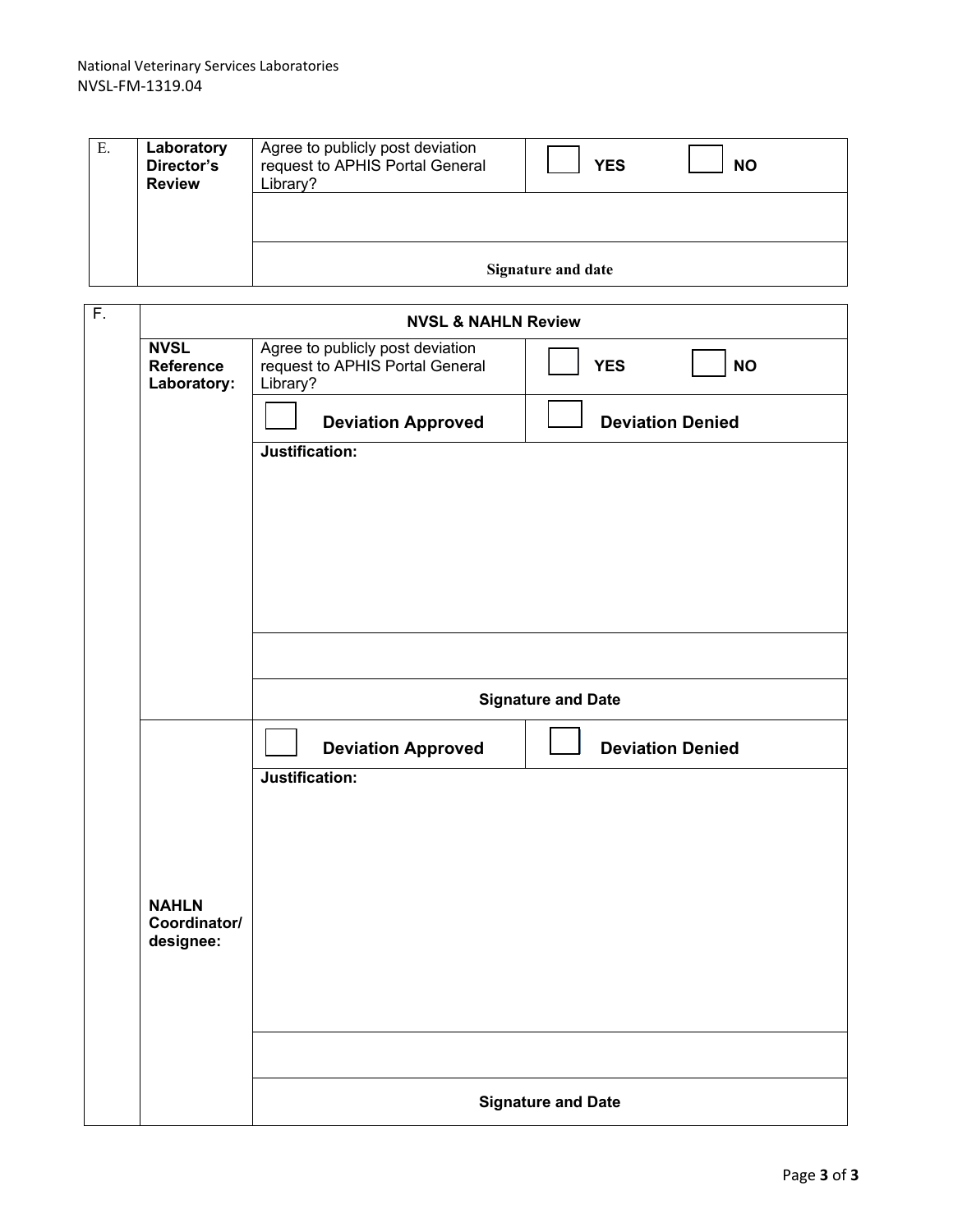| | | | |
|---|---|---|---|
| E. | **Laboratory Director's Review** | Agree to publicly post deviation request to APHIS Portal General Library? | ☐ **YES** ☐ **NO** |
| | | | |
| | | **Signature and date** | |

| | | | |
|---|---|---|---|
| F. | **NVSL & NAHLN Review** | | |
| | **NVSL Reference Laboratory:** | Agree to publicly post deviation request to APHIS Portal General Library? | ☐ **YES** ☐ **NO** |
| | | ☐ **Deviation Approved** | ☐ **Deviation Denied** |
| | | **Justification:** | |
| | | | |
| | | **Signature and Date** | |
| | **NAHLN Coordinator/ designee:** | ☐ **Deviation Approved** | ☐ **Deviation Denied** |
| | | **Justification:** | |
| | | | |
| | | **Signature and Date** | |